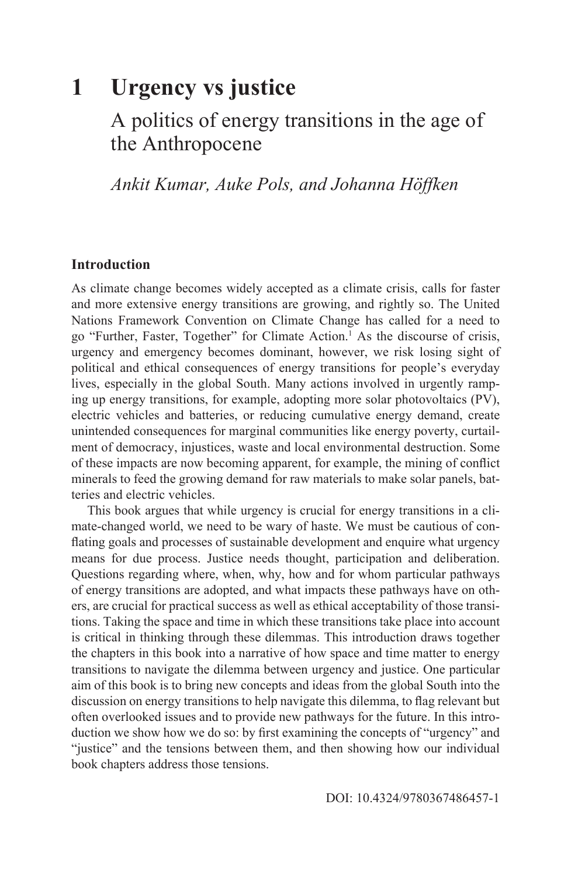# 1 Urgency vs justice

## A politics of energy transitions in the age of the Anthropocene

*Ankit Kumar, Auke Pols, and Johanna Höffken*

### Introduction

As climate change becomes widely accepted as a climate crisis, calls for faster and more extensive energy transitions are growing, and rightly so. The United Nations Framework Convention on Climate Change has called for a need to go "Further, Faster, Together" for Climate Action.[1] As the discourse of crisis, urgency and emergency becomes dominant, however, we risk losing sight of political and ethical consequences of energy transitions for people's everyday lives, especially in the global South. Many actions involved in urgently ramping up energy transitions, for example, adopting more solar photovoltaics (PV), electric vehicles and batteries, or reducing cumulative energy demand, create unintended consequences for marginal communities like energy poverty, curtailment of democracy, injustices, waste and local environmental destruction. Some of these impacts are now becoming apparent, for example, the mining of conflict minerals to feed the growing demand for raw materials to make solar panels, batteries and electric vehicles.

This book argues that while urgency is crucial for energy transitions in a climate-changed world, we need to be wary of haste. We must be cautious of conflating goals and processes of sustainable development and enquire what urgency means for due process. Justice needs thought, participation and deliberation. Questions regarding where, when, why, how and for whom particular pathways of energy transitions are adopted, and what impacts these pathways have on others, are crucial for practical success as well as ethical acceptability of those transitions. Taking the space and time in which these transitions take place into account is critical in thinking through these dilemmas. This introduction draws together the chapters in this book into a narrative of how space and time matter to energy transitions to navigate the dilemma between urgency and justice. One particular aim of this book is to bring new concepts and ideas from the global South into the discussion on energy transitions to help navigate this dilemma, to flag relevant but often overlooked issues and to provide new pathways for the future. In this introduction we show how we do so: by first examining the concepts of "urgency" and "justice" and the tensions between them, and then showing how our individual book chapters address those tensions.

DOI: 10.4324/9780367486457-1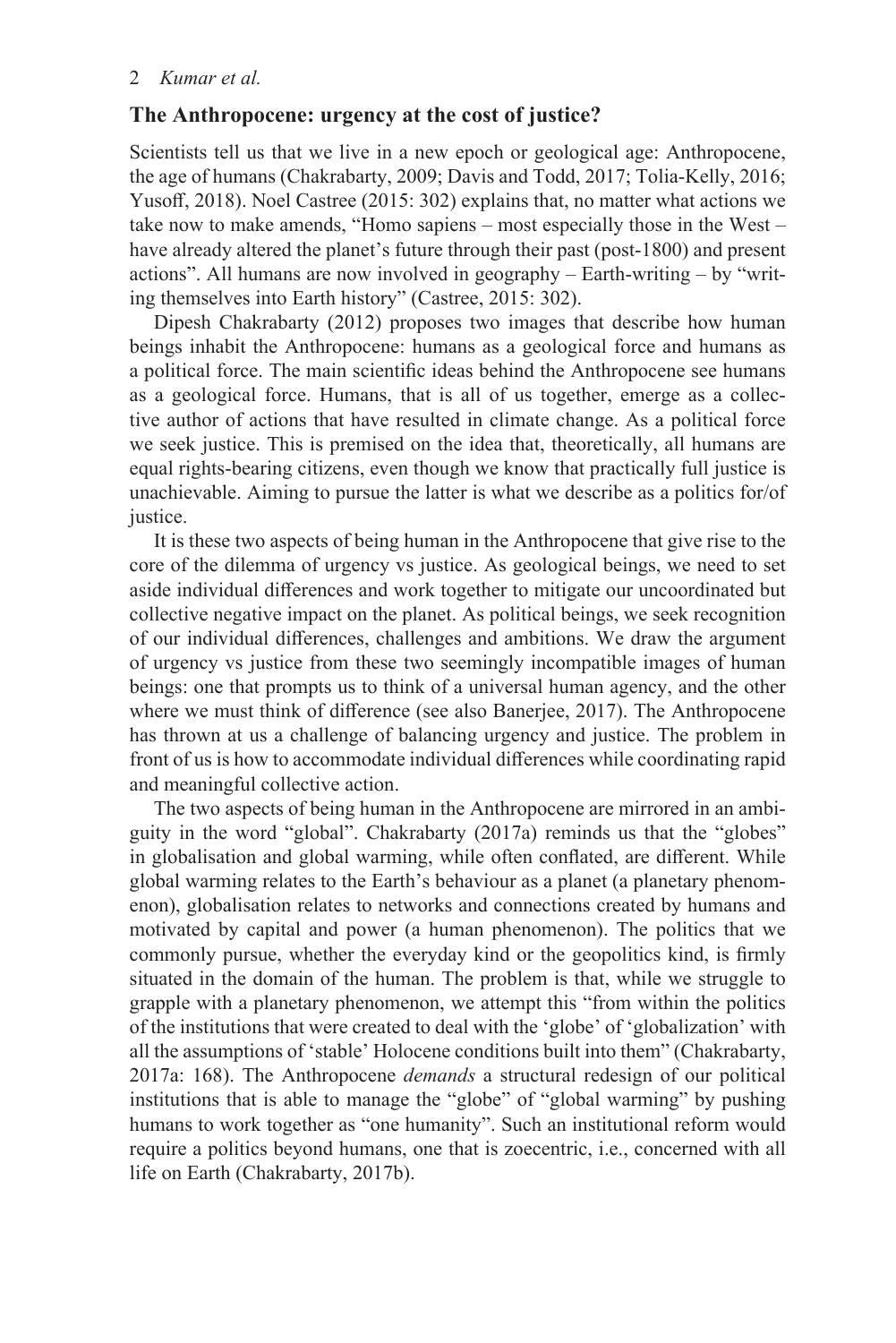## The Anthropocene: urgency at the cost of justice?

Scientists tell us that we live in a new epoch or geological age: Anthropocene, the age of humans (Chakrabarty, 2009; Davis and Todd, 2017; Tolia-Kelly, 2016; Yusoff, 2018). Noel Castree (2015: 302) explains that, no matter what actions we take now to make amends, "Homo sapiens – most especially those in the West – have already altered the planet's future through their past (post-1800) and present actions". All humans are now involved in geography – Earth-writing – by "writing themselves into Earth history" (Castree, 2015: 302).

Dipesh Chakrabarty (2012) proposes two images that describe how human beings inhabit the Anthropocene: humans as a geological force and humans as a political force. The main scientific ideas behind the Anthropocene see humans as a geological force. Humans, that is all of us together, emerge as a collective author of actions that have resulted in climate change. As a political force we seek justice. This is premised on the idea that, theoretically, all humans are equal rights-bearing citizens, even though we know that practically full justice is unachievable. Aiming to pursue the latter is what we describe as a politics for/of justice.

It is these two aspects of being human in the Anthropocene that give rise to the core of the dilemma of urgency vs justice. As geological beings, we need to set aside individual differences and work together to mitigate our uncoordinated but collective negative impact on the planet. As political beings, we seek recognition of our individual differences, challenges and ambitions. We draw the argument of urgency vs justice from these two seemingly incompatible images of human beings: one that prompts us to think of a universal human agency, and the other where we must think of difference (see also Banerjee, 2017). The Anthropocene has thrown at us a challenge of balancing urgency and justice. The problem in front of us is how to accommodate individual differences while coordinating rapid and meaningful collective action.

The two aspects of being human in the Anthropocene are mirrored in an ambiguity in the word "global". Chakrabarty (2017a) reminds us that the "globes" in globalisation and global warming, while often conflated, are different. While global warming relates to the Earth's behaviour as a planet (a planetary phenomenon), globalisation relates to networks and connections created by humans and motivated by capital and power (a human phenomenon). The politics that we commonly pursue, whether the everyday kind or the geopolitics kind, is firmly situated in the domain of the human. The problem is that, while we struggle to grapple with a planetary phenomenon, we attempt this "from within the politics of the institutions that were created to deal with the 'globe' of 'globalization' with all the assumptions of 'stable' Holocene conditions built into them" (Chakrabarty, 2017a: 168). The Anthropocene *demands* a structural redesign of our political institutions that is able to manage the "globe" of "global warming" by pushing humans to work together as "one humanity". Such an institutional reform would require a politics beyond humans, one that is zoecentric, i.e., concerned with all life on Earth (Chakrabarty, 2017b).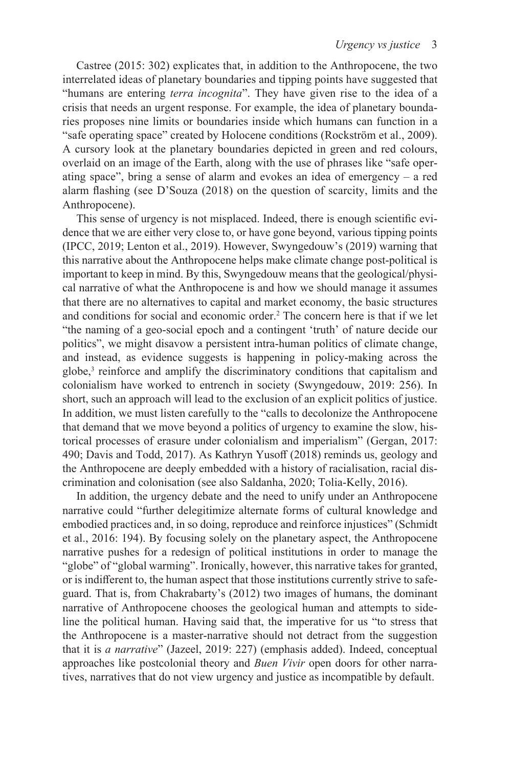Castree (2015: 302) explicates that, in addition to the Anthropocene, the two interrelated ideas of planetary boundaries and tipping points have suggested that "humans are entering *terra incognita*". They have given rise to the idea of a crisis that needs an urgent response. For example, the idea of planetary boundaries proposes nine limits or boundaries inside which humans can function in a "safe operating space" created by Holocene conditions (Rockström et al., 2009). A cursory look at the planetary boundaries depicted in green and red colours, overlaid on an image of the Earth, along with the use of phrases like "safe operating space", bring a sense of alarm and evokes an idea of emergency – a red alarm flashing (see D'Souza (2018) on the question of scarcity, limits and the Anthropocene).

This sense of urgency is not misplaced. Indeed, there is enough scientific evidence that we are either very close to, or have gone beyond, various tipping points (IPCC, 2019; Lenton et al., 2019). However, Swyngedouw's (2019) warning that this narrative about the Anthropocene helps make climate change post-political is important to keep in mind. By this, Swyngedouw means that the geological/physical narrative of what the Anthropocene is and how we should manage it assumes that there are no alternatives to capital and market economy, the basic structures and conditions for social and economic order.[2] The concern here is that if we let "the naming of a geo-social epoch and a contingent 'truth' of nature decide our politics", we might disavow a persistent intra-human politics of climate change, and instead, as evidence suggests is happening in policy-making across the globe,[3] reinforce and amplify the discriminatory conditions that capitalism and colonialism have worked to entrench in society (Swyngedouw, 2019: 256). In short, such an approach will lead to the exclusion of an explicit politics of justice. In addition, we must listen carefully to the "calls to decolonize the Anthropocene that demand that we move beyond a politics of urgency to examine the slow, historical processes of erasure under colonialism and imperialism" (Gergan, 2017: 490; Davis and Todd, 2017). As Kathryn Yusoff (2018) reminds us, geology and the Anthropocene are deeply embedded with a history of racialisation, racial discrimination and colonisation (see also Saldanha, 2020; Tolia-Kelly, 2016).

In addition, the urgency debate and the need to unify under an Anthropocene narrative could "further delegitimize alternate forms of cultural knowledge and embodied practices and, in so doing, reproduce and reinforce injustices" (Schmidt et al., 2016: 194). By focusing solely on the planetary aspect, the Anthropocene narrative pushes for a redesign of political institutions in order to manage the "globe" of "global warming". Ironically, however, this narrative takes for granted, or is indifferent to, the human aspect that those institutions currently strive to safeguard. That is, from Chakrabarty's (2012) two images of humans, the dominant narrative of Anthropocene chooses the geological human and attempts to sideline the political human. Having said that, the imperative for us "to stress that the Anthropocene is a master-narrative should not detract from the suggestion that it is *a narrative*" (Jazeel, 2019: 227) (emphasis added). Indeed, conceptual approaches like postcolonial theory and *Buen Vivir* open doors for other narratives, narratives that do not view urgency and justice as incompatible by default.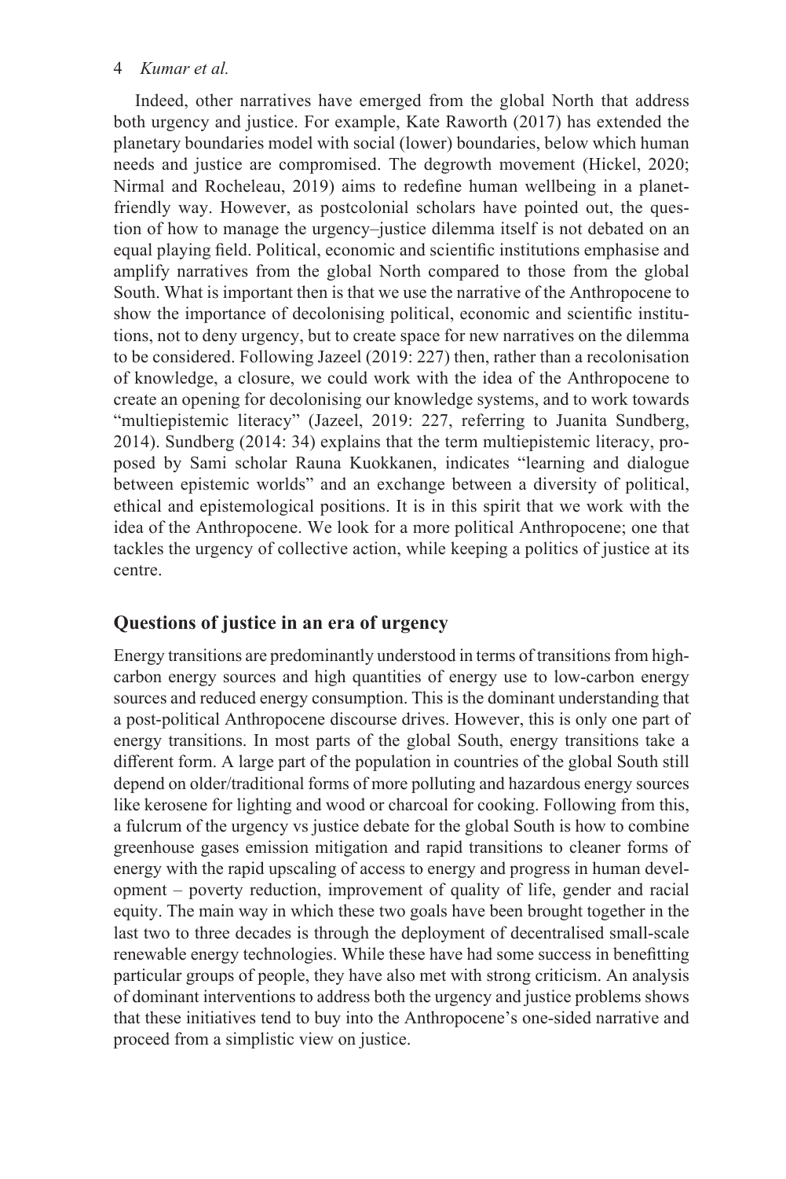Indeed, other narratives have emerged from the global North that address both urgency and justice. For example, Kate Raworth (2017) has extended the planetary boundaries model with social (lower) boundaries, below which human needs and justice are compromised. The degrowth movement (Hickel, 2020; Nirmal and Rocheleau, 2019) aims to redefine human wellbeing in a planet-friendly way. However, as postcolonial scholars have pointed out, the question of how to manage the urgency–justice dilemma itself is not debated on an equal playing field. Political, economic and scientific institutions emphasise and amplify narratives from the global North compared to those from the global South. What is important then is that we use the narrative of the Anthropocene to show the importance of decolonising political, economic and scientific institutions, not to deny urgency, but to create space for new narratives on the dilemma to be considered. Following Jazeel (2019: 227) then, rather than a recolonisation of knowledge, a closure, we could work with the idea of the Anthropocene to create an opening for decolonising our knowledge systems, and to work towards "multiepistemic literacy" (Jazeel, 2019: 227, referring to Juanita Sundberg, 2014). Sundberg (2014: 34) explains that the term multiepistemic literacy, proposed by Sami scholar Rauna Kuokkanen, indicates "learning and dialogue between epistemic worlds" and an exchange between a diversity of political, ethical and epistemological positions. It is in this spirit that we work with the idea of the Anthropocene. We look for a more political Anthropocene; one that tackles the urgency of collective action, while keeping a politics of justice at its centre.

## Questions of justice in an era of urgency

Energy transitions are predominantly understood in terms of transitions from high-carbon energy sources and high quantities of energy use to low-carbon energy sources and reduced energy consumption. This is the dominant understanding that a post-political Anthropocene discourse drives. However, this is only one part of energy transitions. In most parts of the global South, energy transitions take a different form. A large part of the population in countries of the global South still depend on older/traditional forms of more polluting and hazardous energy sources like kerosene for lighting and wood or charcoal for cooking. Following from this, a fulcrum of the urgency vs justice debate for the global South is how to combine greenhouse gases emission mitigation and rapid transitions to cleaner forms of energy with the rapid upscaling of access to energy and progress in human development – poverty reduction, improvement of quality of life, gender and racial equity. The main way in which these two goals have been brought together in the last two to three decades is through the deployment of decentralised small-scale renewable energy technologies. While these have had some success in benefitting particular groups of people, they have also met with strong criticism. An analysis of dominant interventions to address both the urgency and justice problems shows that these initiatives tend to buy into the Anthropocene's one-sided narrative and proceed from a simplistic view on justice.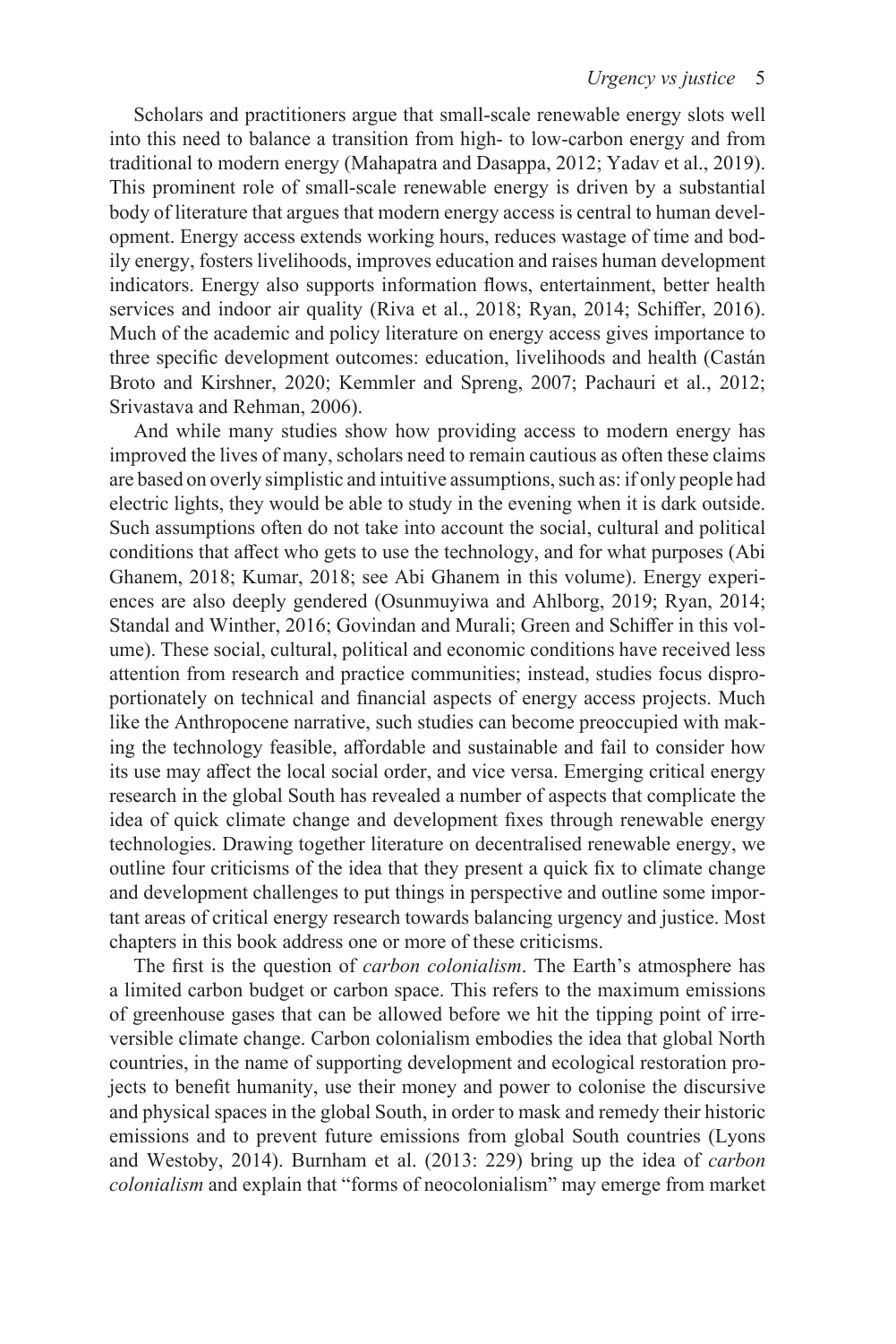Scholars and practitioners argue that small-scale renewable energy slots well into this need to balance a transition from high- to low-carbon energy and from traditional to modern energy (Mahapatra and Dasappa, 2012; Yadav et al., 2019). This prominent role of small-scale renewable energy is driven by a substantial body of literature that argues that modern energy access is central to human development. Energy access extends working hours, reduces wastage of time and bodily energy, fosters livelihoods, improves education and raises human development indicators. Energy also supports information flows, entertainment, better health services and indoor air quality (Riva et al., 2018; Ryan, 2014; Schiffer, 2016). Much of the academic and policy literature on energy access gives importance to three specific development outcomes: education, livelihoods and health (Castán Broto and Kirshner, 2020; Kemmler and Spreng, 2007; Pachauri et al., 2012; Srivastava and Rehman, 2006).

And while many studies show how providing access to modern energy has improved the lives of many, scholars need to remain cautious as often these claims are based on overly simplistic and intuitive assumptions, such as: if only people had electric lights, they would be able to study in the evening when it is dark outside. Such assumptions often do not take into account the social, cultural and political conditions that affect who gets to use the technology, and for what purposes (Abi Ghanem, 2018; Kumar, 2018; see Abi Ghanem in this volume). Energy experiences are also deeply gendered (Osunmuyiwa and Ahlborg, 2019; Ryan, 2014; Standal and Winther, 2016; Govindan and Murali; Green and Schiffer in this volume). These social, cultural, political and economic conditions have received less attention from research and practice communities; instead, studies focus disproportionately on technical and financial aspects of energy access projects. Much like the Anthropocene narrative, such studies can become preoccupied with making the technology feasible, affordable and sustainable and fail to consider how its use may affect the local social order, and vice versa. Emerging critical energy research in the global South has revealed a number of aspects that complicate the idea of quick climate change and development fixes through renewable energy technologies. Drawing together literature on decentralised renewable energy, we outline four criticisms of the idea that they present a quick fix to climate change and development challenges to put things in perspective and outline some important areas of critical energy research towards balancing urgency and justice. Most chapters in this book address one or more of these criticisms.

The first is the question of *carbon colonialism*. The Earth's atmosphere has a limited carbon budget or carbon space. This refers to the maximum emissions of greenhouse gases that can be allowed before we hit the tipping point of irreversible climate change. Carbon colonialism embodies the idea that global North countries, in the name of supporting development and ecological restoration projects to benefit humanity, use their money and power to colonise the discursive and physical spaces in the global South, in order to mask and remedy their historic emissions and to prevent future emissions from global South countries (Lyons and Westoby, 2014). Burnham et al. (2013: 229) bring up the idea of *carbon colonialism* and explain that "forms of neocolonialism" may emerge from market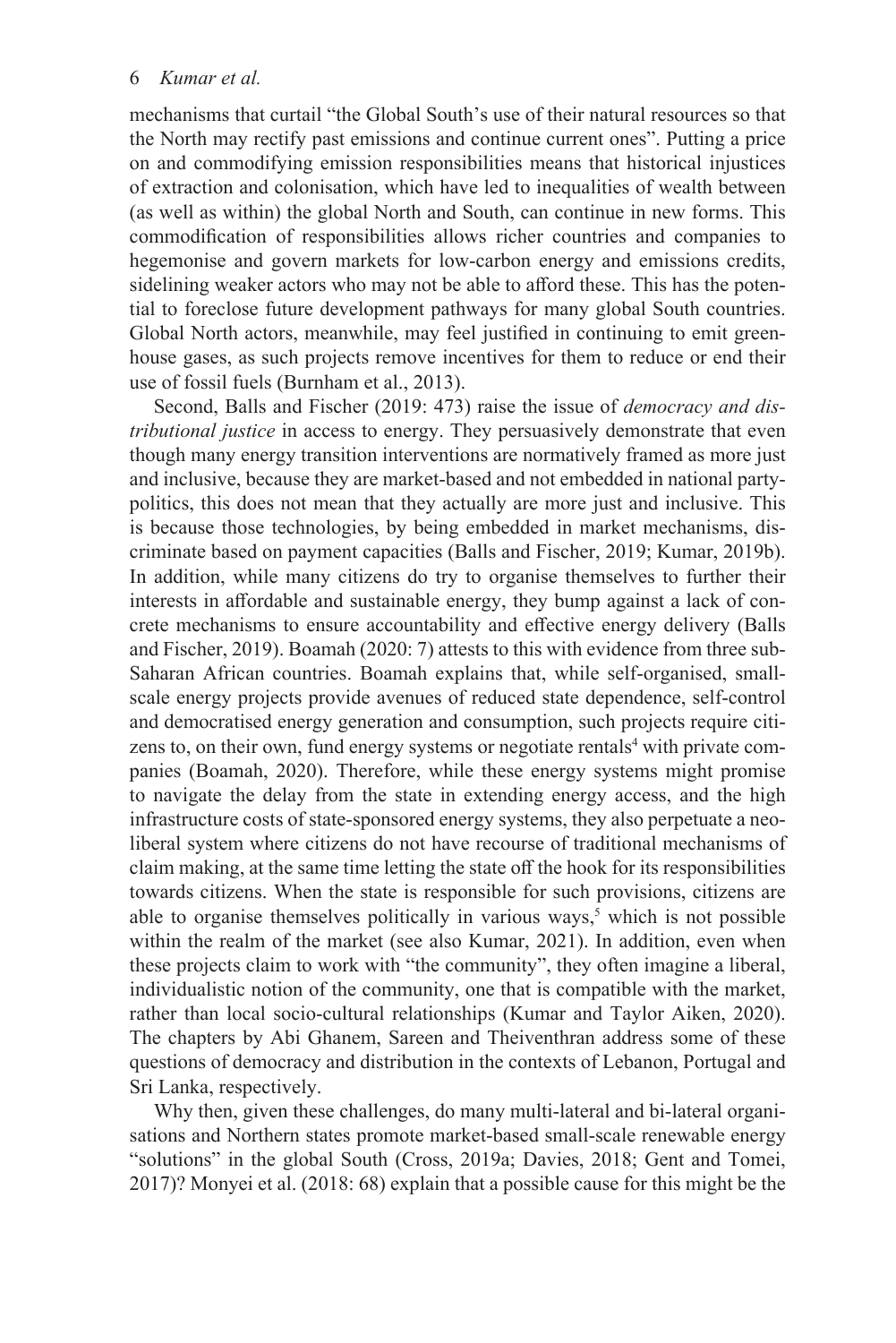mechanisms that curtail "the Global South's use of their natural resources so that the North may rectify past emissions and continue current ones". Putting a price on and commodifying emission responsibilities means that historical injustices of extraction and colonisation, which have led to inequalities of wealth between (as well as within) the global North and South, can continue in new forms. This commodification of responsibilities allows richer countries and companies to hegemonise and govern markets for low-carbon energy and emissions credits, sidelining weaker actors who may not be able to afford these. This has the potential to foreclose future development pathways for many global South countries. Global North actors, meanwhile, may feel justified in continuing to emit greenhouse gases, as such projects remove incentives for them to reduce or end their use of fossil fuels (Burnham et al., 2013).

Second, Balls and Fischer (2019: 473) raise the issue of *democracy and distributional justice* in access to energy. They persuasively demonstrate that even though many energy transition interventions are normatively framed as more just and inclusive, because they are market-based and not embedded in national party-politics, this does not mean that they actually are more just and inclusive. This is because those technologies, by being embedded in market mechanisms, discriminate based on payment capacities (Balls and Fischer, 2019; Kumar, 2019b). In addition, while many citizens do try to organise themselves to further their interests in affordable and sustainable energy, they bump against a lack of concrete mechanisms to ensure accountability and effective energy delivery (Balls and Fischer, 2019). Boamah (2020: 7) attests to this with evidence from three sub-Saharan African countries. Boamah explains that, while self-organised, small-scale energy projects provide avenues of reduced state dependence, self-control and democratised energy generation and consumption, such projects require citizens to, on their own, fund energy systems or negotiate rentals[4] with private companies (Boamah, 2020). Therefore, while these energy systems might promise to navigate the delay from the state in extending energy access, and the high infrastructure costs of state-sponsored energy systems, they also perpetuate a neoliberal system where citizens do not have recourse of traditional mechanisms of claim making, at the same time letting the state off the hook for its responsibilities towards citizens. When the state is responsible for such provisions, citizens are able to organise themselves politically in various ways,[5] which is not possible within the realm of the market (see also Kumar, 2021). In addition, even when these projects claim to work with "the community", they often imagine a liberal, individualistic notion of the community, one that is compatible with the market, rather than local socio-cultural relationships (Kumar and Taylor Aiken, 2020). The chapters by Abi Ghanem, Sareen and Theiventhran address some of these questions of democracy and distribution in the contexts of Lebanon, Portugal and Sri Lanka, respectively.

Why then, given these challenges, do many multi-lateral and bi-lateral organisations and Northern states promote market-based small-scale renewable energy "solutions" in the global South (Cross, 2019a; Davies, 2018; Gent and Tomei, 2017)? Monyei et al. (2018: 68) explain that a possible cause for this might be the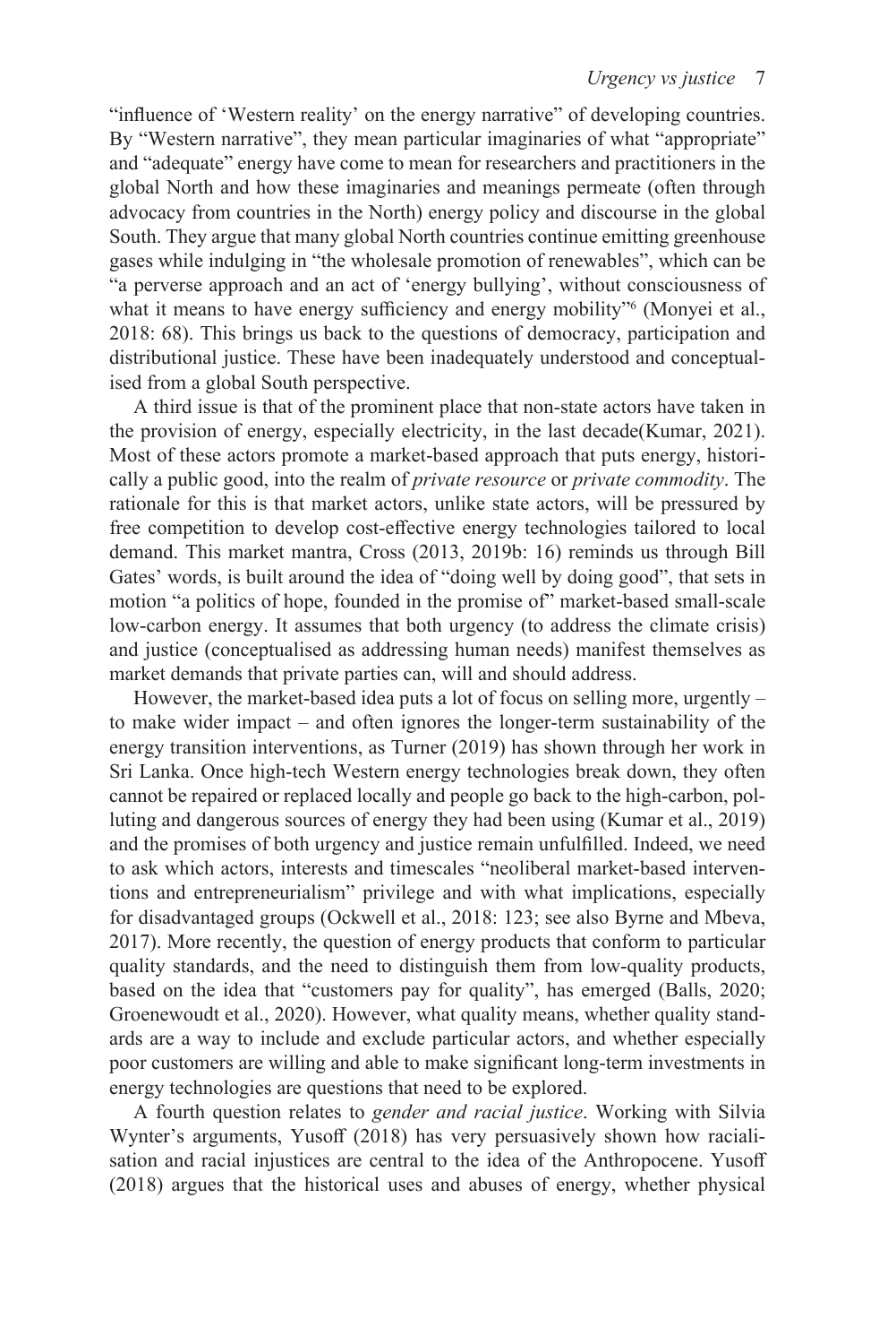"influence of 'Western reality' on the energy narrative" of developing countries. By "Western narrative", they mean particular imaginaries of what "appropriate" and "adequate" energy have come to mean for researchers and practitioners in the global North and how these imaginaries and meanings permeate (often through advocacy from countries in the North) energy policy and discourse in the global South. They argue that many global North countries continue emitting greenhouse gases while indulging in "the wholesale promotion of renewables", which can be "a perverse approach and an act of 'energy bullying', without consciousness of what it means to have energy sufficiency and energy mobility"[6] (Monyei et al., 2018: 68). This brings us back to the questions of democracy, participation and distributional justice. These have been inadequately understood and conceptualised from a global South perspective.

A third issue is that of the prominent place that non-state actors have taken in the provision of energy, especially electricity, in the last decade(Kumar, 2021). Most of these actors promote a market-based approach that puts energy, historically a public good, into the realm of *private resource* or *private commodity*. The rationale for this is that market actors, unlike state actors, will be pressured by free competition to develop cost-effective energy technologies tailored to local demand. This market mantra, Cross (2013, 2019b: 16) reminds us through Bill Gates' words, is built around the idea of "doing well by doing good", that sets in motion "a politics of hope, founded in the promise of" market-based small-scale low-carbon energy. It assumes that both urgency (to address the climate crisis) and justice (conceptualised as addressing human needs) manifest themselves as market demands that private parties can, will and should address.

However, the market-based idea puts a lot of focus on selling more, urgently – to make wider impact – and often ignores the longer-term sustainability of the energy transition interventions, as Turner (2019) has shown through her work in Sri Lanka. Once high-tech Western energy technologies break down, they often cannot be repaired or replaced locally and people go back to the high-carbon, polluting and dangerous sources of energy they had been using (Kumar et al., 2019) and the promises of both urgency and justice remain unfulfilled. Indeed, we need to ask which actors, interests and timescales "neoliberal market-based interventions and entrepreneurialism" privilege and with what implications, especially for disadvantaged groups (Ockwell et al., 2018: 123; see also Byrne and Mbeva, 2017). More recently, the question of energy products that conform to particular quality standards, and the need to distinguish them from low-quality products, based on the idea that "customers pay for quality", has emerged (Balls, 2020; Groenewoudt et al., 2020). However, what quality means, whether quality standards are a way to include and exclude particular actors, and whether especially poor customers are willing and able to make significant long-term investments in energy technologies are questions that need to be explored.

A fourth question relates to *gender and racial justice*. Working with Silvia Wynter's arguments, Yusoff (2018) has very persuasively shown how racialisation and racial injustices are central to the idea of the Anthropocene. Yusoff (2018) argues that the historical uses and abuses of energy, whether physical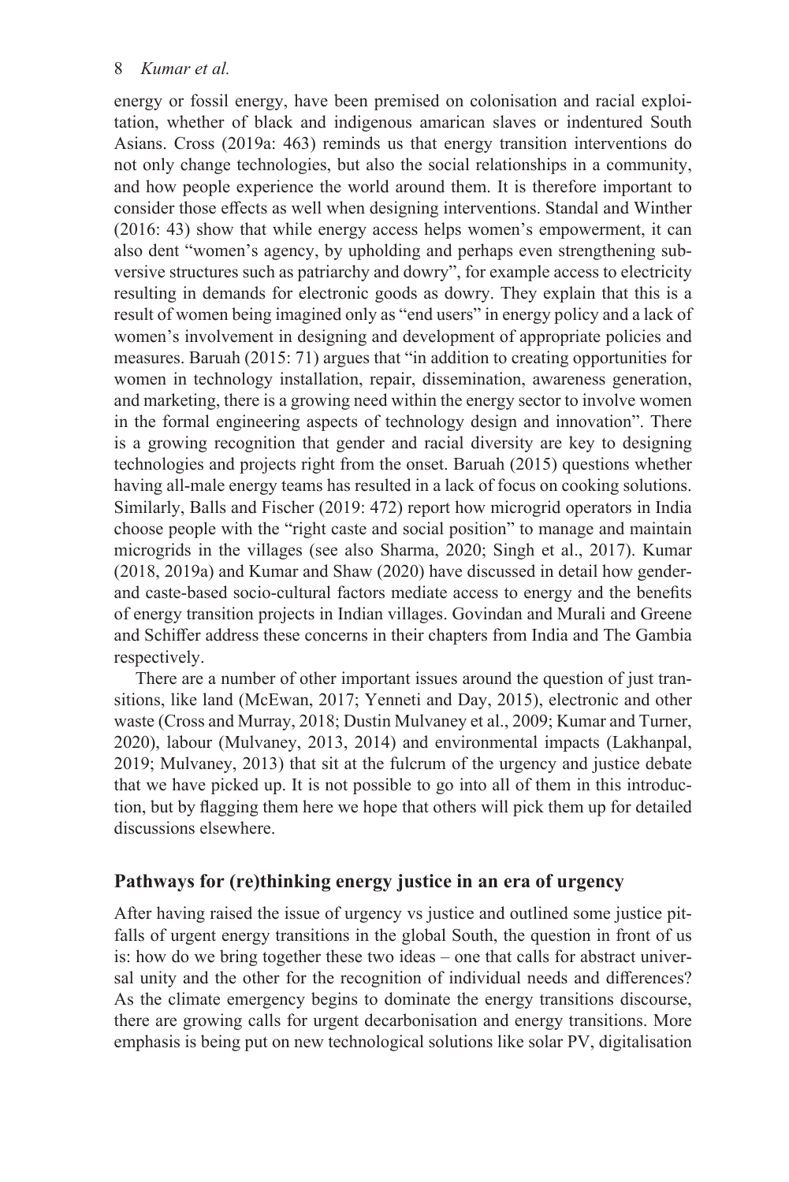energy or fossil energy, have been premised on colonisation and racial exploitation, whether of black and indigenous amarican slaves or indentured South Asians. Cross (2019a: 463) reminds us that energy transition interventions do not only change technologies, but also the social relationships in a community, and how people experience the world around them. It is therefore important to consider those effects as well when designing interventions. Standal and Winther (2016: 43) show that while energy access helps women's empowerment, it can also dent "women's agency, by upholding and perhaps even strengthening subversive structures such as patriarchy and dowry", for example access to electricity resulting in demands for electronic goods as dowry. They explain that this is a result of women being imagined only as "end users" in energy policy and a lack of women's involvement in designing and development of appropriate policies and measures. Baruah (2015: 71) argues that "in addition to creating opportunities for women in technology installation, repair, dissemination, awareness generation, and marketing, there is a growing need within the energy sector to involve women in the formal engineering aspects of technology design and innovation". There is a growing recognition that gender and racial diversity are key to designing technologies and projects right from the onset. Baruah (2015) questions whether having all-male energy teams has resulted in a lack of focus on cooking solutions. Similarly, Balls and Fischer (2019: 472) report how microgrid operators in India choose people with the "right caste and social position" to manage and maintain microgrids in the villages (see also Sharma, 2020; Singh et al., 2017). Kumar (2018, 2019a) and Kumar and Shaw (2020) have discussed in detail how gender- and caste-based socio-cultural factors mediate access to energy and the benefits of energy transition projects in Indian villages. Govindan and Murali and Greene and Schiffer address these concerns in their chapters from India and The Gambia respectively.

There are a number of other important issues around the question of just transitions, like land (McEwan, 2017; Yenneti and Day, 2015), electronic and other waste (Cross and Murray, 2018; Dustin Mulvaney et al., 2009; Kumar and Turner, 2020), labour (Mulvaney, 2013, 2014) and environmental impacts (Lakhanpal, 2019; Mulvaney, 2013) that sit at the fulcrum of the urgency and justice debate that we have picked up. It is not possible to go into all of them in this introduction, but by flagging them here we hope that others will pick them up for detailed discussions elsewhere.

## Pathways for (re)thinking energy justice in an era of urgency

After having raised the issue of urgency vs justice and outlined some justice pitfalls of urgent energy transitions in the global South, the question in front of us is: how do we bring together these two ideas – one that calls for abstract universal unity and the other for the recognition of individual needs and differences? As the climate emergency begins to dominate the energy transitions discourse, there are growing calls for urgent decarbonisation and energy transitions. More emphasis is being put on new technological solutions like solar PV, digitalisation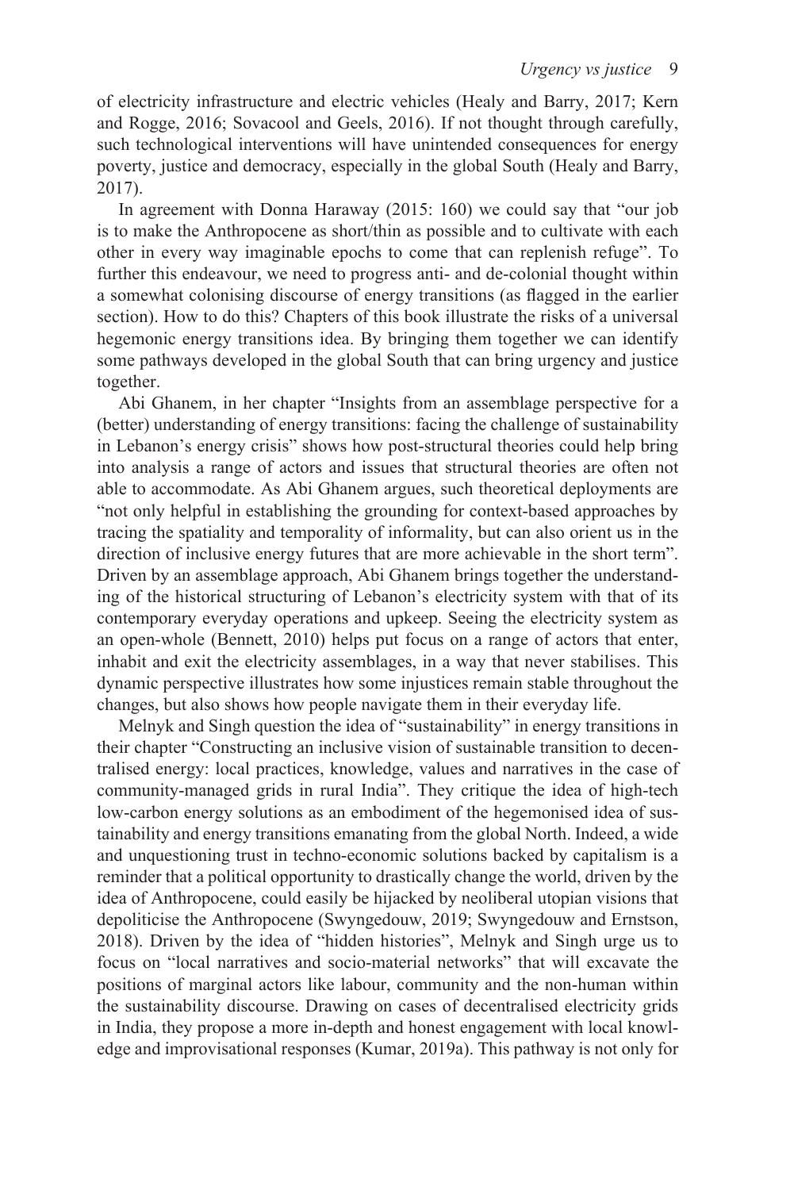of electricity infrastructure and electric vehicles (Healy and Barry, 2017; Kern and Rogge, 2016; Sovacool and Geels, 2016). If not thought through carefully, such technological interventions will have unintended consequences for energy poverty, justice and democracy, especially in the global South (Healy and Barry, 2017).

In agreement with Donna Haraway (2015: 160) we could say that "our job is to make the Anthropocene as short/thin as possible and to cultivate with each other in every way imaginable epochs to come that can replenish refuge". To further this endeavour, we need to progress anti- and de-colonial thought within a somewhat colonising discourse of energy transitions (as flagged in the earlier section). How to do this? Chapters of this book illustrate the risks of a universal hegemonic energy transitions idea. By bringing them together we can identify some pathways developed in the global South that can bring urgency and justice together.

Abi Ghanem, in her chapter "Insights from an assemblage perspective for a (better) understanding of energy transitions: facing the challenge of sustainability in Lebanon's energy crisis" shows how post-structural theories could help bring into analysis a range of actors and issues that structural theories are often not able to accommodate. As Abi Ghanem argues, such theoretical deployments are "not only helpful in establishing the grounding for context-based approaches by tracing the spatiality and temporality of informality, but can also orient us in the direction of inclusive energy futures that are more achievable in the short term". Driven by an assemblage approach, Abi Ghanem brings together the understanding of the historical structuring of Lebanon's electricity system with that of its contemporary everyday operations and upkeep. Seeing the electricity system as an open-whole (Bennett, 2010) helps put focus on a range of actors that enter, inhabit and exit the electricity assemblages, in a way that never stabilises. This dynamic perspective illustrates how some injustices remain stable throughout the changes, but also shows how people navigate them in their everyday life.

Melnyk and Singh question the idea of "sustainability" in energy transitions in their chapter "Constructing an inclusive vision of sustainable transition to decentralised energy: local practices, knowledge, values and narratives in the case of community-managed grids in rural India". They critique the idea of high-tech low-carbon energy solutions as an embodiment of the hegemonised idea of sustainability and energy transitions emanating from the global North. Indeed, a wide and unquestioning trust in techno-economic solutions backed by capitalism is a reminder that a political opportunity to drastically change the world, driven by the idea of Anthropocene, could easily be hijacked by neoliberal utopian visions that depoliticise the Anthropocene (Swyngedouw, 2019; Swyngedouw and Ernstson, 2018). Driven by the idea of "hidden histories", Melnyk and Singh urge us to focus on "local narratives and socio-material networks" that will excavate the positions of marginal actors like labour, community and the non-human within the sustainability discourse. Drawing on cases of decentralised electricity grids in India, they propose a more in-depth and honest engagement with local knowledge and improvisational responses (Kumar, 2019a). This pathway is not only for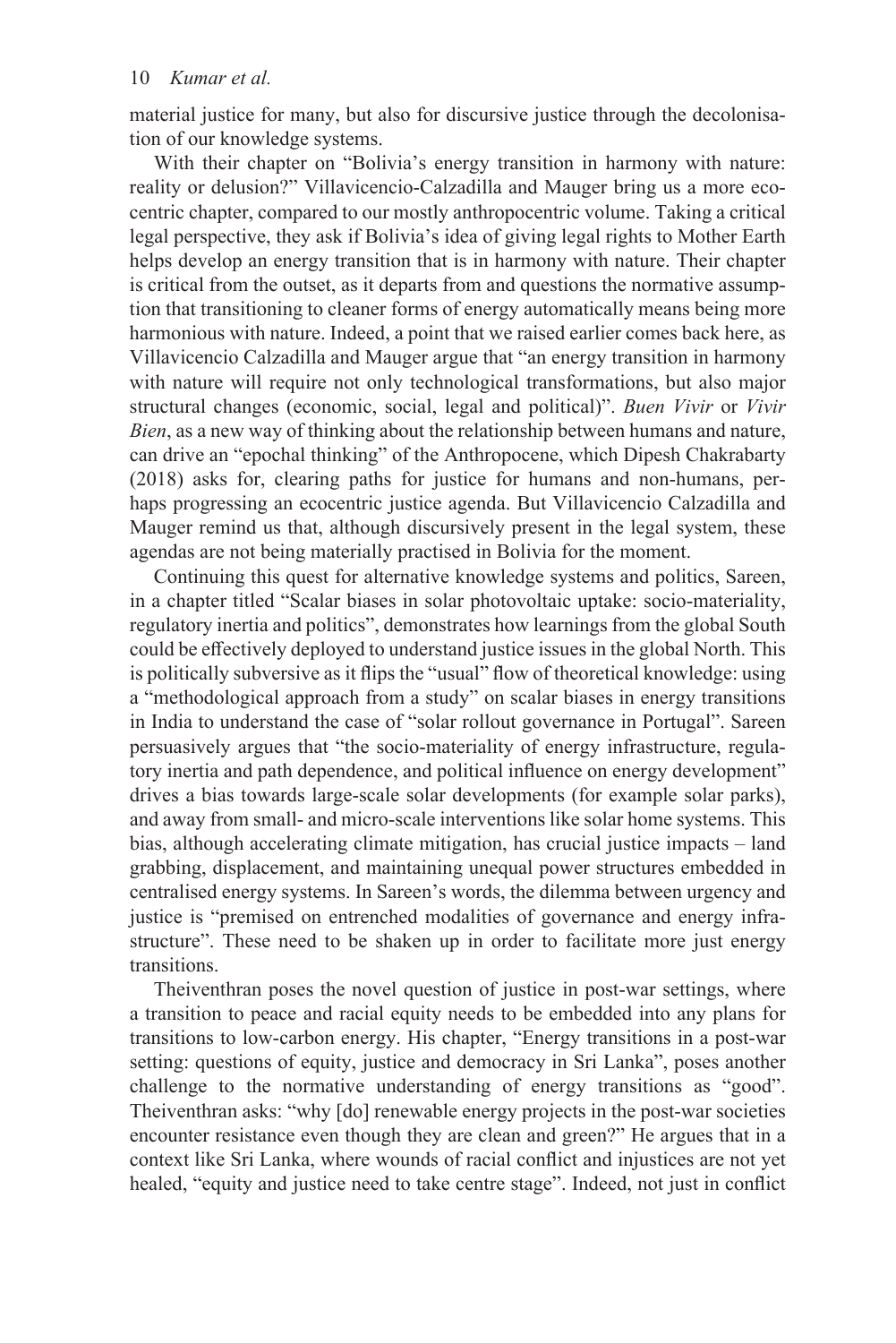material justice for many, but also for discursive justice through the decolonisation of our knowledge systems.

With their chapter on "Bolivia's energy transition in harmony with nature: reality or delusion?" Villavicencio-Calzadilla and Mauger bring us a more ecocentric chapter, compared to our mostly anthropocentric volume. Taking a critical legal perspective, they ask if Bolivia's idea of giving legal rights to Mother Earth helps develop an energy transition that is in harmony with nature. Their chapter is critical from the outset, as it departs from and questions the normative assumption that transitioning to cleaner forms of energy automatically means being more harmonious with nature. Indeed, a point that we raised earlier comes back here, as Villavicencio Calzadilla and Mauger argue that "an energy transition in harmony with nature will require not only technological transformations, but also major structural changes (economic, social, legal and political)". *Buen Vivir* or *Vivir Bien*, as a new way of thinking about the relationship between humans and nature, can drive an "epochal thinking" of the Anthropocene, which Dipesh Chakrabarty (2018) asks for, clearing paths for justice for humans and non-humans, perhaps progressing an ecocentric justice agenda. But Villavicencio Calzadilla and Mauger remind us that, although discursively present in the legal system, these agendas are not being materially practised in Bolivia for the moment.

Continuing this quest for alternative knowledge systems and politics, Sareen, in a chapter titled "Scalar biases in solar photovoltaic uptake: socio-materiality, regulatory inertia and politics", demonstrates how learnings from the global South could be effectively deployed to understand justice issues in the global North. This is politically subversive as it flips the "usual" flow of theoretical knowledge: using a "methodological approach from a study" on scalar biases in energy transitions in India to understand the case of "solar rollout governance in Portugal". Sareen persuasively argues that "the socio-materiality of energy infrastructure, regulatory inertia and path dependence, and political influence on energy development" drives a bias towards large-scale solar developments (for example solar parks), and away from small- and micro-scale interventions like solar home systems. This bias, although accelerating climate mitigation, has crucial justice impacts – land grabbing, displacement, and maintaining unequal power structures embedded in centralised energy systems. In Sareen's words, the dilemma between urgency and justice is "premised on entrenched modalities of governance and energy infrastructure". These need to be shaken up in order to facilitate more just energy transitions.

Theiventhran poses the novel question of justice in post-war settings, where a transition to peace and racial equity needs to be embedded into any plans for transitions to low-carbon energy. His chapter, "Energy transitions in a post-war setting: questions of equity, justice and democracy in Sri Lanka", poses another challenge to the normative understanding of energy transitions as "good". Theiventhran asks: "why [do] renewable energy projects in the post-war societies encounter resistance even though they are clean and green?" He argues that in a context like Sri Lanka, where wounds of racial conflict and injustices are not yet healed, "equity and justice need to take centre stage". Indeed, not just in conflict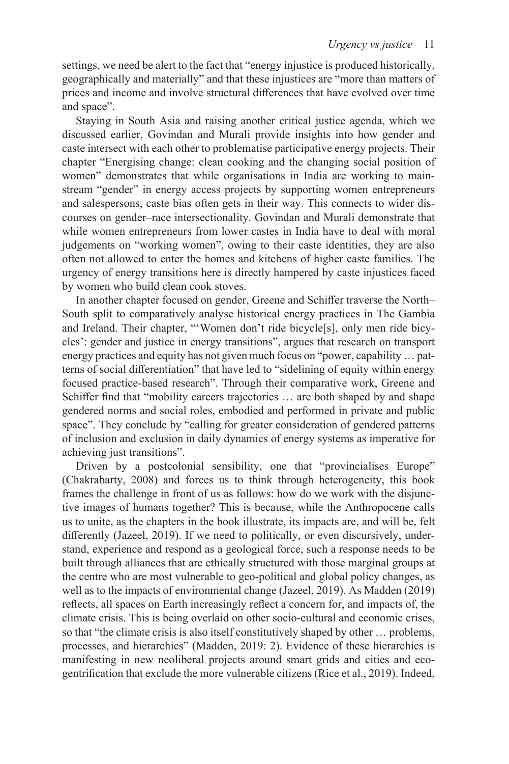settings, we need be alert to the fact that "energy injustice is produced historically, geographically and materially" and that these injustices are "more than matters of prices and income and involve structural differences that have evolved over time and space".

Staying in South Asia and raising another critical justice agenda, which we discussed earlier, Govindan and Murali provide insights into how gender and caste intersect with each other to problematise participative energy projects. Their chapter "Energising change: clean cooking and the changing social position of women" demonstrates that while organisations in India are working to mainstream "gender" in energy access projects by supporting women entrepreneurs and salespersons, caste bias often gets in their way. This connects to wider discourses on gender–race intersectionality. Govindan and Murali demonstrate that while women entrepreneurs from lower castes in India have to deal with moral judgements on "working women", owing to their caste identities, they are also often not allowed to enter the homes and kitchens of higher caste families. The urgency of energy transitions here is directly hampered by caste injustices faced by women who build clean cook stoves.

In another chapter focused on gender, Greene and Schiffer traverse the North–South split to comparatively analyse historical energy practices in The Gambia and Ireland. Their chapter, "'Women don't ride bicycle[s], only men ride bicycles': gender and justice in energy transitions", argues that research on transport energy practices and equity has not given much focus on "power, capability … patterns of social differentiation" that have led to "sidelining of equity within energy focused practice-based research". Through their comparative work, Greene and Schiffer find that "mobility careers trajectories … are both shaped by and shape gendered norms and social roles, embodied and performed in private and public space". They conclude by "calling for greater consideration of gendered patterns of inclusion and exclusion in daily dynamics of energy systems as imperative for achieving just transitions".

Driven by a postcolonial sensibility, one that "provincialises Europe" (Chakrabarty, 2008) and forces us to think through heterogeneity, this book frames the challenge in front of us as follows: how do we work with the disjunctive images of humans together? This is because, while the Anthropocene calls us to unite, as the chapters in the book illustrate, its impacts are, and will be, felt differently (Jazeel, 2019). If we need to politically, or even discursively, understand, experience and respond as a geological force, such a response needs to be built through alliances that are ethically structured with those marginal groups at the centre who are most vulnerable to geo-political and global policy changes, as well as to the impacts of environmental change (Jazeel, 2019). As Madden (2019) reflects, all spaces on Earth increasingly reflect a concern for, and impacts of, the climate crisis. This is being overlaid on other socio-cultural and economic crises, so that "the climate crisis is also itself constitutively shaped by other … problems, processes, and hierarchies" (Madden, 2019: 2). Evidence of these hierarchies is manifesting in new neoliberal projects around smart grids and cities and eco-gentrification that exclude the more vulnerable citizens (Rice et al., 2019). Indeed,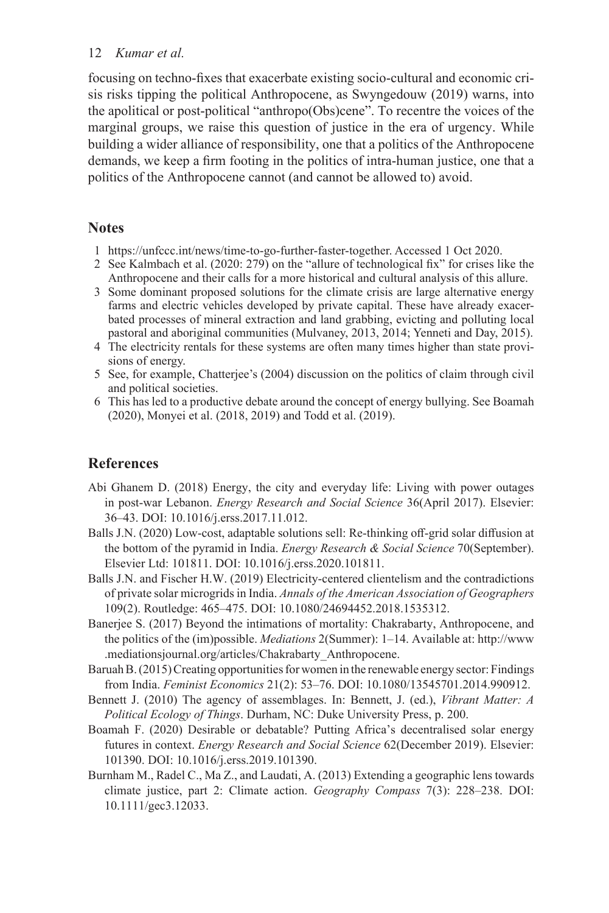focusing on techno-fixes that exacerbate existing socio-cultural and economic crisis risks tipping the political Anthropocene, as Swyngedouw (2019) warns, into the apolitical or post-political "anthropo(Obs)cene". To recentre the voices of the marginal groups, we raise this question of justice in the era of urgency. While building a wider alliance of responsibility, one that a politics of the Anthropocene demands, we keep a firm footing in the politics of intra-human justice, one that a politics of the Anthropocene cannot (and cannot be allowed to) avoid.

## Notes

1. https://unfccc.int/news/time-to-go-further-faster-together. Accessed 1 Oct 2020.
2. See Kalmbach et al. (2020: 279) on the "allure of technological fix" for crises like the Anthropocene and their calls for a more historical and cultural analysis of this allure.
3. Some dominant proposed solutions for the climate crisis are large alternative energy farms and electric vehicles developed by private capital. These have already exacerbated processes of mineral extraction and land grabbing, evicting and polluting local pastoral and aboriginal communities (Mulvaney, 2013, 2014; Yenneti and Day, 2015).
4. The electricity rentals for these systems are often many times higher than state provisions of energy.
5. See, for example, Chatterjee's (2004) discussion on the politics of claim through civil and political societies.
6. This has led to a productive debate around the concept of energy bullying. See Boamah (2020), Monyei et al. (2018, 2019) and Todd et al. (2019).

## References

Abi Ghanem D. (2018) Energy, the city and everyday life: Living with power outages in post-war Lebanon. *Energy Research and Social Science* 36(April 2017). Elsevier: 36–43. DOI: 10.1016/j.erss.2017.11.012.

Balls J.N. (2020) Low-cost, adaptable solutions sell: Re-thinking off-grid solar diffusion at the bottom of the pyramid in India. *Energy Research & Social Science* 70(September). Elsevier Ltd: 101811. DOI: 10.1016/j.erss.2020.101811.

Balls J.N. and Fischer H.W. (2019) Electricity-centered clientelism and the contradictions of private solar microgrids in India. *Annals of the American Association of Geographers* 109(2). Routledge: 465–475. DOI: 10.1080/24694452.2018.1535312.

Banerjee S. (2017) Beyond the intimations of mortality: Chakrabarty, Anthropocene, and the politics of the (im)possible. *Mediations* 2(Summer): 1–14. Available at: http://www.mediationsjournal.org/articles/Chakrabarty_Anthropocene.

Baruah B. (2015) Creating opportunities for women in the renewable energy sector: Findings from India. *Feminist Economics* 21(2): 53–76. DOI: 10.1080/13545701.2014.990912.

Bennett J. (2010) The agency of assemblages. In: Bennett, J. (ed.), *Vibrant Matter: A Political Ecology of Things*. Durham, NC: Duke University Press, p. 200.

Boamah F. (2020) Desirable or debatable? Putting Africa's decentralised solar energy futures in context. *Energy Research and Social Science* 62(December 2019). Elsevier: 101390. DOI: 10.1016/j.erss.2019.101390.

Burnham M., Radel C., Ma Z., and Laudati, A. (2013) Extending a geographic lens towards climate justice, part 2: Climate action. *Geography Compass* 7(3): 228–238. DOI: 10.1111/gec3.12033.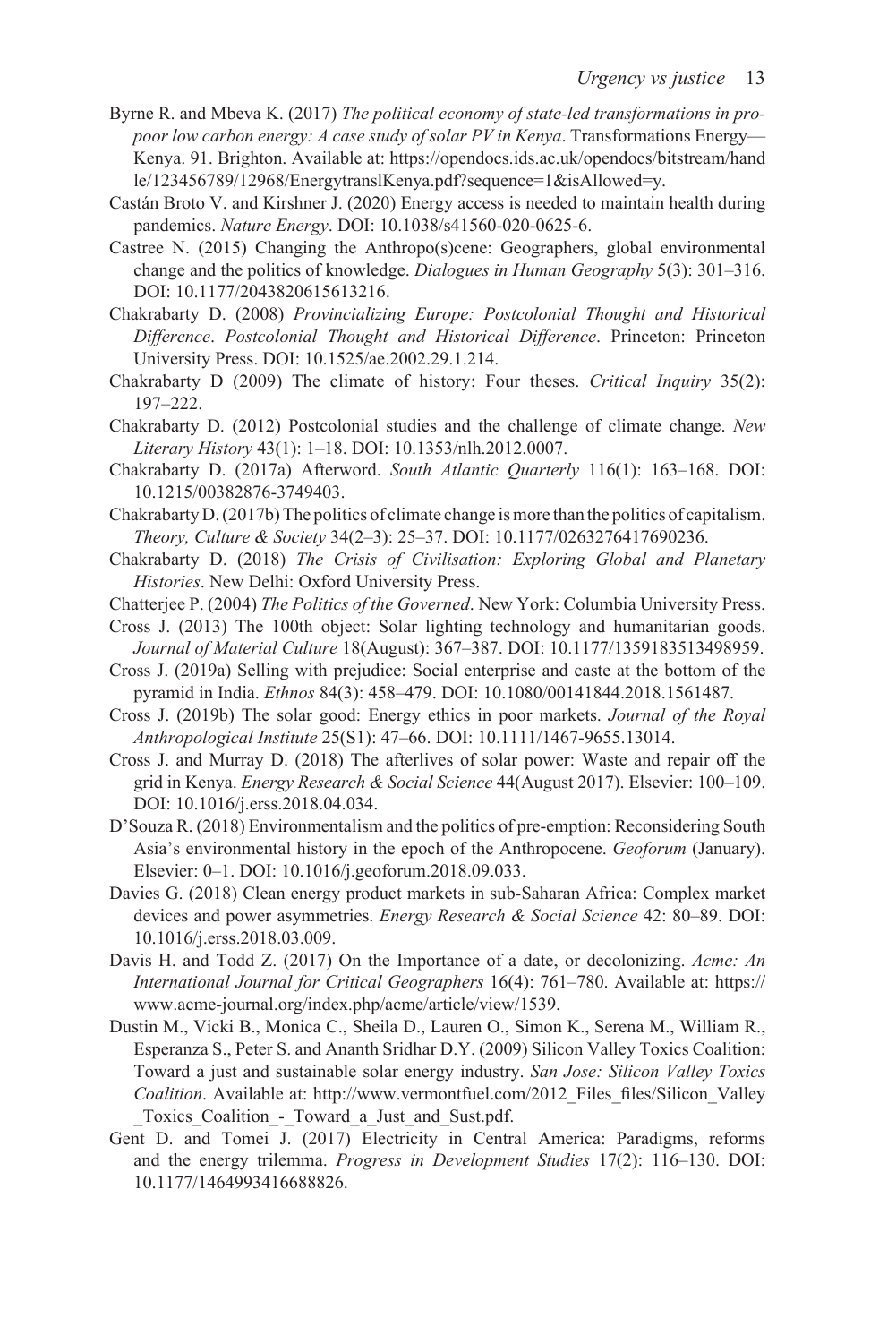Byrne R. and Mbeva K. (2017) *The political economy of state-led transformations in pro-poor low carbon energy: A case study of solar PV in Kenya*. Transformations Energy—Kenya. 91. Brighton. Available at: https://opendocs.ids.ac.uk/opendocs/bitstream/handle/123456789/12968/EnergytranslKenya.pdf?sequence=1&isAllowed=y.

Castán Broto V. and Kirshner J. (2020) Energy access is needed to maintain health during pandemics. *Nature Energy*. DOI: 10.1038/s41560-020-0625-6.

Castree N. (2015) Changing the Anthropo(s)cene: Geographers, global environmental change and the politics of knowledge. *Dialogues in Human Geography* 5(3): 301–316. DOI: 10.1177/2043820615613216.

Chakrabarty D. (2008) *Provincializing Europe: Postcolonial Thought and Historical Difference*. *Postcolonial Thought and Historical Difference*. Princeton: Princeton University Press. DOI: 10.1525/ae.2002.29.1.214.

Chakrabarty D (2009) The climate of history: Four theses. *Critical Inquiry* 35(2): 197–222.

Chakrabarty D. (2012) Postcolonial studies and the challenge of climate change. *New Literary History* 43(1): 1–18. DOI: 10.1353/nlh.2012.0007.

Chakrabarty D. (2017a) Afterword. *South Atlantic Quarterly* 116(1): 163–168. DOI: 10.1215/00382876-3749403.

Chakrabarty D. (2017b) The politics of climate change is more than the politics of capitalism. *Theory, Culture & Society* 34(2–3): 25–37. DOI: 10.1177/0263276417690236.

Chakrabarty D. (2018) *The Crisis of Civilisation: Exploring Global and Planetary Histories*. New Delhi: Oxford University Press.

Chatterjee P. (2004) *The Politics of the Governed*. New York: Columbia University Press.

Cross J. (2013) The 100th object: Solar lighting technology and humanitarian goods. *Journal of Material Culture* 18(August): 367–387. DOI: 10.1177/1359183513498959.

Cross J. (2019a) Selling with prejudice: Social enterprise and caste at the bottom of the pyramid in India. *Ethnos* 84(3): 458–479. DOI: 10.1080/00141844.2018.1561487.

Cross J. (2019b) The solar good: Energy ethics in poor markets. *Journal of the Royal Anthropological Institute* 25(S1): 47–66. DOI: 10.1111/1467-9655.13014.

Cross J. and Murray D. (2018) The afterlives of solar power: Waste and repair off the grid in Kenya. *Energy Research & Social Science* 44(August 2017). Elsevier: 100–109. DOI: 10.1016/j.erss.2018.04.034.

D'Souza R. (2018) Environmentalism and the politics of pre-emption: Reconsidering South Asia's environmental history in the epoch of the Anthropocene. *Geoforum* (January). Elsevier: 0–1. DOI: 10.1016/j.geoforum.2018.09.033.

Davies G. (2018) Clean energy product markets in sub-Saharan Africa: Complex market devices and power asymmetries. *Energy Research & Social Science* 42: 80–89. DOI: 10.1016/j.erss.2018.03.009.

Davis H. and Todd Z. (2017) On the Importance of a date, or decolonizing. *Acme: An International Journal for Critical Geographers* 16(4): 761–780. Available at: https://www.acme-journal.org/index.php/acme/article/view/1539.

Dustin M., Vicki B., Monica C., Sheila D., Lauren O., Simon K., Serena M., William R., Esperanza S., Peter S. and Ananth Sridhar D.Y. (2009) Silicon Valley Toxics Coalition: Toward a just and sustainable solar energy industry. *San Jose: Silicon Valley Toxics Coalition*. Available at: http://www.vermontfuel.com/2012_Files_files/Silicon_Valley_Toxics_Coalition_-_Toward_a_Just_and_Sust.pdf.

Gent D. and Tomei J. (2017) Electricity in Central America: Paradigms, reforms and the energy trilemma. *Progress in Development Studies* 17(2): 116–130. DOI: 10.1177/1464993416688826.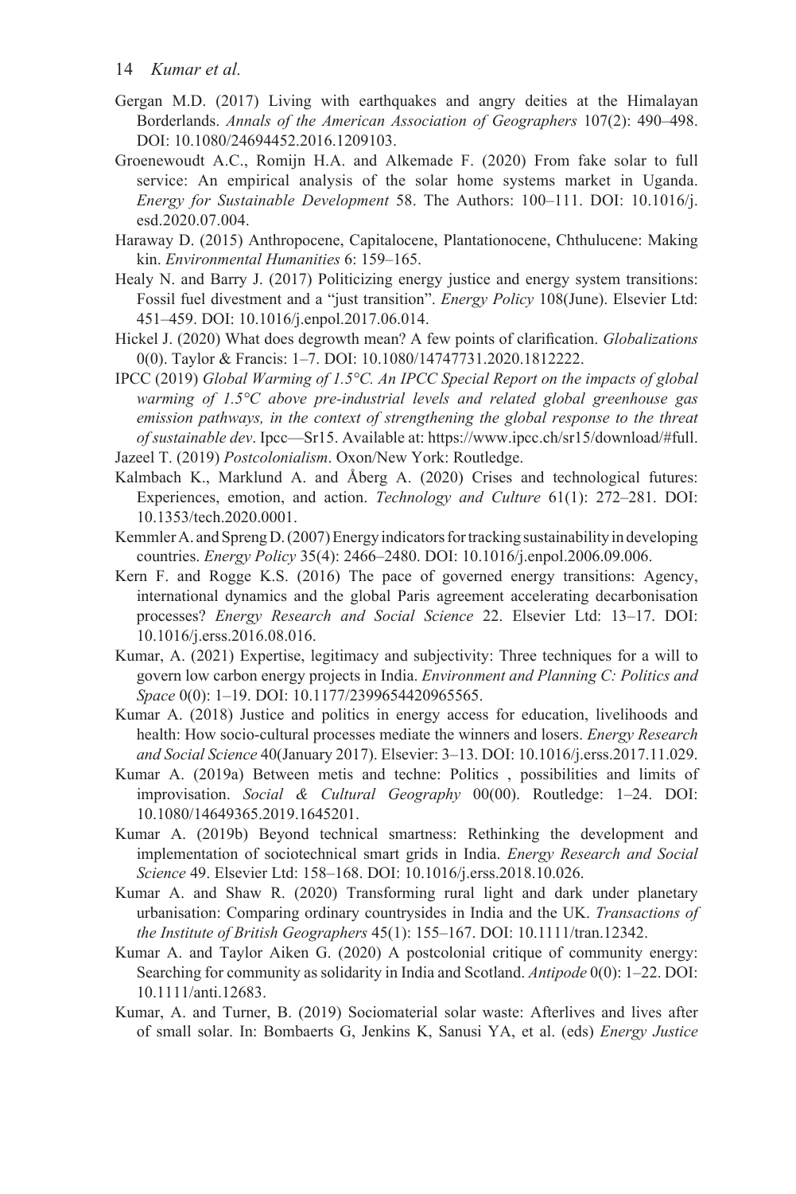Gergan M.D. (2017) Living with earthquakes and angry deities at the Himalayan Borderlands. *Annals of the American Association of Geographers* 107(2): 490–498. DOI: 10.1080/24694452.2016.1209103.

Groenewoudt A.C., Romijn H.A. and Alkemade F. (2020) From fake solar to full service: An empirical analysis of the solar home systems market in Uganda. *Energy for Sustainable Development* 58. The Authors: 100–111. DOI: 10.1016/j.esd.2020.07.004.

Haraway D. (2015) Anthropocene, Capitalocene, Plantationocene, Chthulucene: Making kin. *Environmental Humanities* 6: 159–165.

Healy N. and Barry J. (2017) Politicizing energy justice and energy system transitions: Fossil fuel divestment and a "just transition". *Energy Policy* 108(June). Elsevier Ltd: 451–459. DOI: 10.1016/j.enpol.2017.06.014.

Hickel J. (2020) What does degrowth mean? A few points of clarification. *Globalizations* 0(0). Taylor & Francis: 1–7. DOI: 10.1080/14747731.2020.1812222.

IPCC (2019) *Global Warming of 1.5°C. An IPCC Special Report on the impacts of global warming of 1.5°C above pre-industrial levels and related global greenhouse gas emission pathways, in the context of strengthening the global response to the threat of sustainable dev*. Ipcc—Sr15. Available at: https://www.ipcc.ch/sr15/download/#full.

Jazeel T. (2019) *Postcolonialism*. Oxon/New York: Routledge.

Kalmbach K., Marklund A. and Åberg A. (2020) Crises and technological futures: Experiences, emotion, and action. *Technology and Culture* 61(1): 272–281. DOI: 10.1353/tech.2020.0001.

Kemmler A. and Spreng D. (2007) Energy indicators for tracking sustainability in developing countries. *Energy Policy* 35(4): 2466–2480. DOI: 10.1016/j.enpol.2006.09.006.

Kern F. and Rogge K.S. (2016) The pace of governed energy transitions: Agency, international dynamics and the global Paris agreement accelerating decarbonisation processes? *Energy Research and Social Science* 22. Elsevier Ltd: 13–17. DOI: 10.1016/j.erss.2016.08.016.

Kumar, A. (2021) Expertise, legitimacy and subjectivity: Three techniques for a will to govern low carbon energy projects in India. *Environment and Planning C: Politics and Space* 0(0): 1–19. DOI: 10.1177/2399654420965565.

Kumar A. (2018) Justice and politics in energy access for education, livelihoods and health: How socio-cultural processes mediate the winners and losers. *Energy Research and Social Science* 40(January 2017). Elsevier: 3–13. DOI: 10.1016/j.erss.2017.11.029.

Kumar A. (2019a) Between metis and techne: Politics , possibilities and limits of improvisation. *Social & Cultural Geography* 00(00). Routledge: 1–24. DOI: 10.1080/14649365.2019.1645201.

Kumar A. (2019b) Beyond technical smartness: Rethinking the development and implementation of sociotechnical smart grids in India. *Energy Research and Social Science* 49. Elsevier Ltd: 158–168. DOI: 10.1016/j.erss.2018.10.026.

Kumar A. and Shaw R. (2020) Transforming rural light and dark under planetary urbanisation: Comparing ordinary countrysides in India and the UK. *Transactions of the Institute of British Geographers* 45(1): 155–167. DOI: 10.1111/tran.12342.

Kumar A. and Taylor Aiken G. (2020) A postcolonial critique of community energy: Searching for community as solidarity in India and Scotland. *Antipode* 0(0): 1–22. DOI: 10.1111/anti.12683.

Kumar, A. and Turner, B. (2019) Sociomaterial solar waste: Afterlives and lives after of small solar. In: Bombaerts G, Jenkins K, Sanusi YA, et al. (eds) *Energy Justice*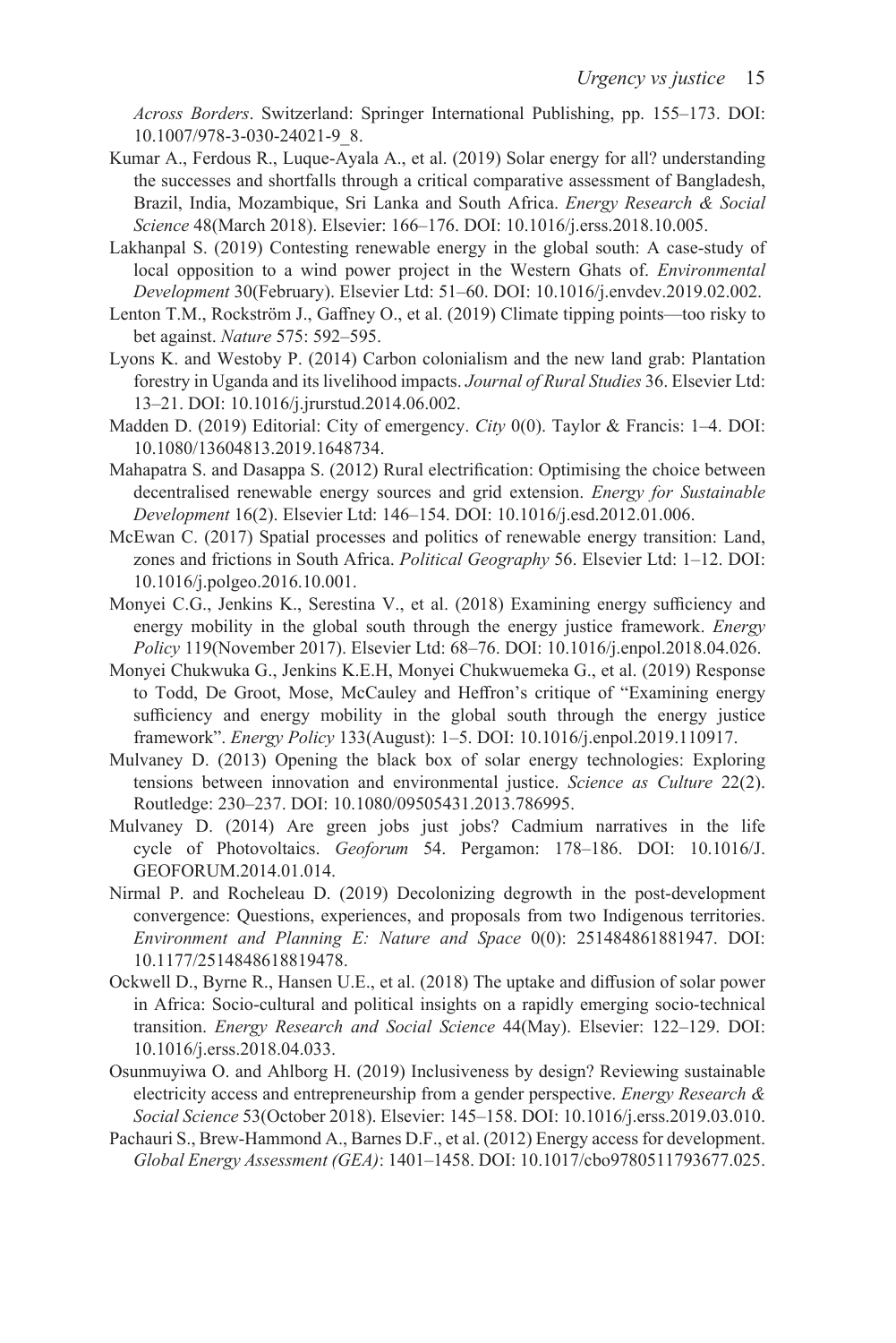*Across Borders*. Switzerland: Springer International Publishing, pp. 155–173. DOI: 10.1007/978-3-030-24021-9_8.

Kumar A., Ferdous R., Luque-Ayala A., et al. (2019) Solar energy for all? understanding the successes and shortfalls through a critical comparative assessment of Bangladesh, Brazil, India, Mozambique, Sri Lanka and South Africa. *Energy Research & Social Science* 48(March 2018). Elsevier: 166–176. DOI: 10.1016/j.erss.2018.10.005.

Lakhanpal S. (2019) Contesting renewable energy in the global south: A case-study of local opposition to a wind power project in the Western Ghats of. *Environmental Development* 30(February). Elsevier Ltd: 51–60. DOI: 10.1016/j.envdev.2019.02.002.

Lenton T.M., Rockström J., Gaffney O., et al. (2019) Climate tipping points—too risky to bet against. *Nature* 575: 592–595.

Lyons K. and Westoby P. (2014) Carbon colonialism and the new land grab: Plantation forestry in Uganda and its livelihood impacts. *Journal of Rural Studies* 36. Elsevier Ltd: 13–21. DOI: 10.1016/j.jrurstud.2014.06.002.

Madden D. (2019) Editorial: City of emergency. *City* 0(0). Taylor & Francis: 1–4. DOI: 10.1080/13604813.2019.1648734.

Mahapatra S. and Dasappa S. (2012) Rural electrification: Optimising the choice between decentralised renewable energy sources and grid extension. *Energy for Sustainable Development* 16(2). Elsevier Ltd: 146–154. DOI: 10.1016/j.esd.2012.01.006.

McEwan C. (2017) Spatial processes and politics of renewable energy transition: Land, zones and frictions in South Africa. *Political Geography* 56. Elsevier Ltd: 1–12. DOI: 10.1016/j.polgeo.2016.10.001.

Monyei C.G., Jenkins K., Serestina V., et al. (2018) Examining energy sufficiency and energy mobility in the global south through the energy justice framework. *Energy Policy* 119(November 2017). Elsevier Ltd: 68–76. DOI: 10.1016/j.enpol.2018.04.026.

Monyei Chukwuka G., Jenkins K.E.H, Monyei Chukwuemeka G., et al. (2019) Response to Todd, De Groot, Mose, McCauley and Heffron's critique of "Examining energy sufficiency and energy mobility in the global south through the energy justice framework". *Energy Policy* 133(August): 1–5. DOI: 10.1016/j.enpol.2019.110917.

Mulvaney D. (2013) Opening the black box of solar energy technologies: Exploring tensions between innovation and environmental justice. *Science as Culture* 22(2). Routledge: 230–237. DOI: 10.1080/09505431.2013.786995.

Mulvaney D. (2014) Are green jobs just jobs? Cadmium narratives in the life cycle of Photovoltaics. *Geoforum* 54. Pergamon: 178–186. DOI: 10.1016/J.GEOFORUM.2014.01.014.

Nirmal P. and Rocheleau D. (2019) Decolonizing degrowth in the post-development convergence: Questions, experiences, and proposals from two Indigenous territories. *Environment and Planning E: Nature and Space* 0(0): 251484861881947. DOI: 10.1177/2514848618819478.

Ockwell D., Byrne R., Hansen U.E., et al. (2018) The uptake and diffusion of solar power in Africa: Socio-cultural and political insights on a rapidly emerging socio-technical transition. *Energy Research and Social Science* 44(May). Elsevier: 122–129. DOI: 10.1016/j.erss.2018.04.033.

Osunmuyiwa O. and Ahlborg H. (2019) Inclusiveness by design? Reviewing sustainable electricity access and entrepreneurship from a gender perspective. *Energy Research & Social Science* 53(October 2018). Elsevier: 145–158. DOI: 10.1016/j.erss.2019.03.010.

Pachauri S., Brew-Hammond A., Barnes D.F., et al. (2012) Energy access for development. *Global Energy Assessment (GEA)*: 1401–1458. DOI: 10.1017/cbo9780511793677.025.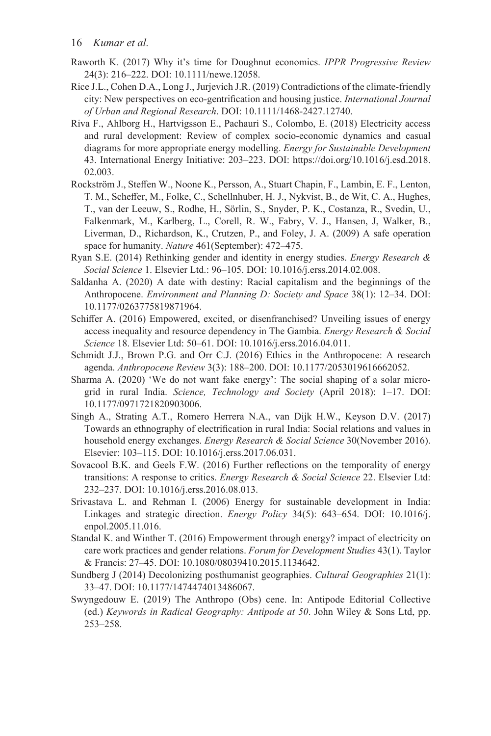Raworth K. (2017) Why it's time for Doughnut economics. *IPPR Progressive Review* 24(3): 216–222. DOI: 10.1111/newe.12058.

Rice J.L., Cohen D.A., Long J., Jurjevich J.R. (2019) Contradictions of the climate-friendly city: New perspectives on eco-gentrification and housing justice. *International Journal of Urban and Regional Research*. DOI: 10.1111/1468-2427.12740.

Riva F., Ahlborg H., Hartvigsson E., Pachauri S., Colombo, E. (2018) Electricity access and rural development: Review of complex socio-economic dynamics and casual diagrams for more appropriate energy modelling. *Energy for Sustainable Development* 43. International Energy Initiative: 203–223. DOI: https://doi.org/10.1016/j.esd.2018.02.003.

Rockström J., Steffen W., Noone K., Persson, A., Stuart Chapin, F., Lambin, E. F., Lenton, T. M., Scheffer, M., Folke, C., Schellnhuber, H. J., Nykvist, B., de Wit, C. A., Hughes, T., van der Leeuw, S., Rodhe, H., Sörlin, S., Snyder, P. K., Costanza, R., Svedin, U., Falkenmark, M., Karlberg, L., Corell, R. W., Fabry, V. J., Hansen, J, Walker, B., Liverman, D., Richardson, K., Crutzen, P., and Foley, J. A. (2009) A safe operation space for humanity. *Nature* 461(September): 472–475.

Ryan S.E. (2014) Rethinking gender and identity in energy studies. *Energy Research & Social Science* 1. Elsevier Ltd.: 96–105. DOI: 10.1016/j.erss.2014.02.008.

Saldanha A. (2020) A date with destiny: Racial capitalism and the beginnings of the Anthropocene. *Environment and Planning D: Society and Space* 38(1): 12–34. DOI: 10.1177/0263775819871964.

Schiffer A. (2016) Empowered, excited, or disenfranchised? Unveiling issues of energy access inequality and resource dependency in The Gambia. *Energy Research & Social Science* 18. Elsevier Ltd: 50–61. DOI: 10.1016/j.erss.2016.04.011.

Schmidt J.J., Brown P.G. and Orr C.J. (2016) Ethics in the Anthropocene: A research agenda. *Anthropocene Review* 3(3): 188–200. DOI: 10.1177/2053019616662052.

Sharma A. (2020) 'We do not want fake energy': The social shaping of a solar micro-grid in rural India. *Science, Technology and Society* (April 2018): 1–17. DOI: 10.1177/0971721820903006.

Singh A., Strating A.T., Romero Herrera N.A., van Dijk H.W., Keyson D.V. (2017) Towards an ethnography of electrification in rural India: Social relations and values in household energy exchanges. *Energy Research & Social Science* 30(November 2016). Elsevier: 103–115. DOI: 10.1016/j.erss.2017.06.031.

Sovacool B.K. and Geels F.W. (2016) Further reflections on the temporality of energy transitions: A response to critics. *Energy Research & Social Science* 22. Elsevier Ltd: 232–237. DOI: 10.1016/j.erss.2016.08.013.

Srivastava L. and Rehman I. (2006) Energy for sustainable development in India: Linkages and strategic direction. *Energy Policy* 34(5): 643–654. DOI: 10.1016/j.enpol.2005.11.016.

Standal K. and Winther T. (2016) Empowerment through energy? impact of electricity on care work practices and gender relations. *Forum for Development Studies* 43(1). Taylor & Francis: 27–45. DOI: 10.1080/08039410.2015.1134642.

Sundberg J (2014) Decolonizing posthumanist geographies. *Cultural Geographies* 21(1): 33–47. DOI: 10.1177/1474474013486067.

Swyngedouw E. (2019) The Anthropo (Obs) cene. In: Antipode Editorial Collective (ed.) *Keywords in Radical Geography: Antipode at 50*. John Wiley & Sons Ltd, pp. 253–258.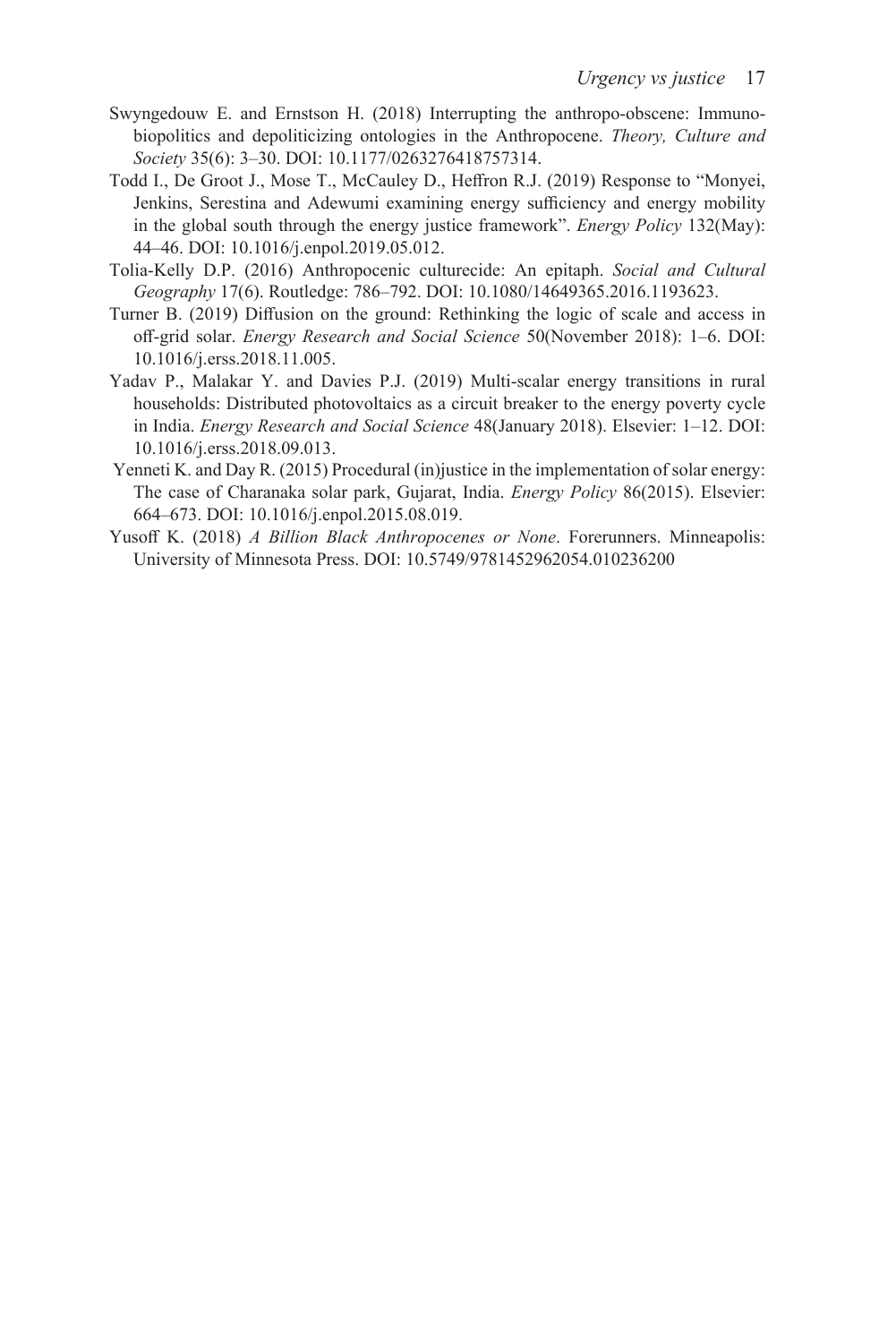Swyngedouw E. and Ernstson H. (2018) Interrupting the anthropo-obscene: Immuno-biopolitics and depoliticizing ontologies in the Anthropocene. *Theory, Culture and Society* 35(6): 3–30. DOI: 10.1177/0263276418757314.

Todd I., De Groot J., Mose T., McCauley D., Heffron R.J. (2019) Response to "Monyei, Jenkins, Serestina and Adewumi examining energy sufficiency and energy mobility in the global south through the energy justice framework". *Energy Policy* 132(May): 44–46. DOI: 10.1016/j.enpol.2019.05.012.

Tolia-Kelly D.P. (2016) Anthropocenic culturecide: An epitaph. *Social and Cultural Geography* 17(6). Routledge: 786–792. DOI: 10.1080/14649365.2016.1193623.

Turner B. (2019) Diffusion on the ground: Rethinking the logic of scale and access in off-grid solar. *Energy Research and Social Science* 50(November 2018): 1–6. DOI: 10.1016/j.erss.2018.11.005.

Yadav P., Malakar Y. and Davies P.J. (2019) Multi-scalar energy transitions in rural households: Distributed photovoltaics as a circuit breaker to the energy poverty cycle in India. *Energy Research and Social Science* 48(January 2018). Elsevier: 1–12. DOI: 10.1016/j.erss.2018.09.013.

Yenneti K. and Day R. (2015) Procedural (in)justice in the implementation of solar energy: The case of Charanaka solar park, Gujarat, India. *Energy Policy* 86(2015). Elsevier: 664–673. DOI: 10.1016/j.enpol.2015.08.019.

Yusoff K. (2018) *A Billion Black Anthropocenes or None*. Forerunners. Minneapolis: University of Minnesota Press. DOI: 10.5749/9781452962054.010236200